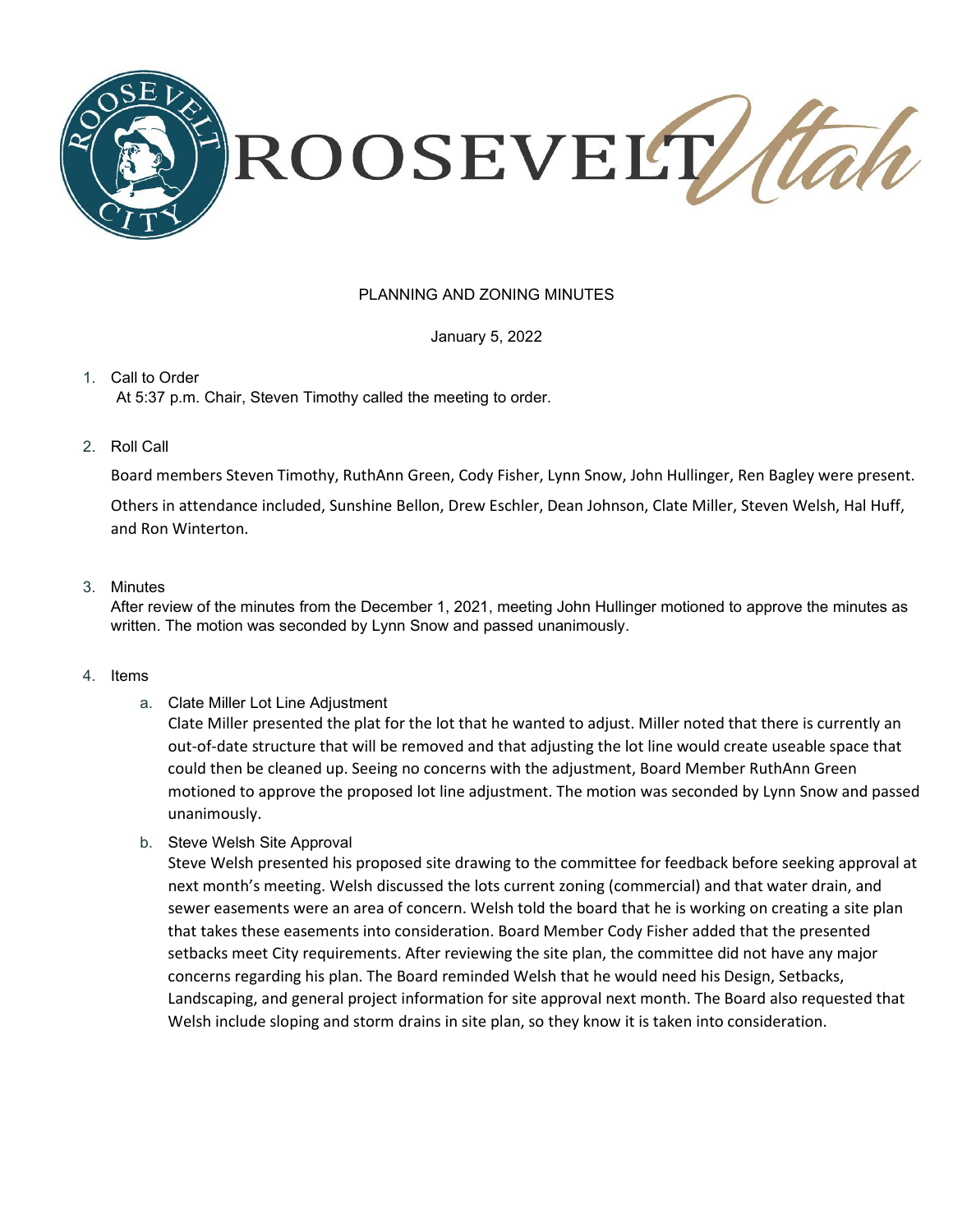ROOSEVELT Utah

# PLANNING AND ZONING MINUTES

January 5, 2022

1. Call to Order

   At 5:37 p.m. Chair, Steven Timothy called the meeting to order.

2. Roll Call

   Board members Steven Timothy, RuthAnn Green, Cody Fisher, Lynn Snow, John Hullinger, Ren Bagley were present.

   Others in attendance included, Sunshine Bellon, Drew Eschler, Dean Johnson, Clate Miller, Steven Welsh, Hal Huff, and Ron Winterton.

3. Minutes

   After review of the minutes from the December 1, 2021, meeting John Hullinger motioned to approve the minutes as written. The motion was seconded by Lynn Snow and passed unanimously.

4. Items

   a. Clate Miller Lot Line Adjustment

      Clate Miller presented the plat for the lot that he wanted to adjust. Miller noted that there is currently an out-of-date structure that will be removed and that adjusting the lot line would create useable space that could then be cleaned up. Seeing no concerns with the adjustment, Board Member RuthAnn Green motioned to approve the proposed lot line adjustment. The motion was seconded by Lynn Snow and passed unanimously.

   b. Steve Welsh Site Approval

      Steve Welsh presented his proposed site drawing to the committee for feedback before seeking approval at next month's meeting. Welsh discussed the lots current zoning (commercial) and that water drain, and sewer easements were an area of concern. Welsh told the board that he is working on creating a site plan that takes these easements into consideration. Board Member Cody Fisher added that the presented setbacks meet City requirements. After reviewing the site plan, the committee did not have any major concerns regarding his plan. The Board reminded Welsh that he would need his Design, Setbacks, Landscaping, and general project information for site approval next month. The Board also requested that Welsh include sloping and storm drains in site plan, so they know it is taken into consideration.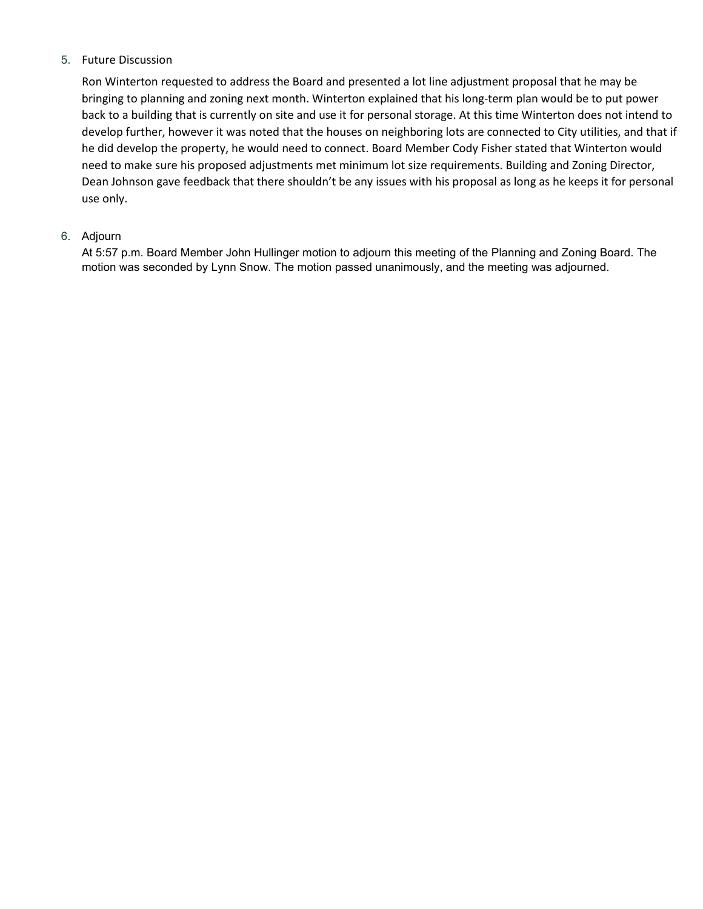5. Future Discussion

   Ron Winterton requested to address the Board and presented a lot line adjustment proposal that he may be bringing to planning and zoning next month. Winterton explained that his long-term plan would be to put power back to a building that is currently on site and use it for personal storage. At this time Winterton does not intend to develop further, however it was noted that the houses on neighboring lots are connected to City utilities, and that if he did develop the property, he would need to connect. Board Member Cody Fisher stated that Winterton would need to make sure his proposed adjustments met minimum lot size requirements. Building and Zoning Director, Dean Johnson gave feedback that there shouldn't be any issues with his proposal as long as he keeps it for personal use only.

6. Adjourn

   At 5:57 p.m. Board Member John Hullinger motion to adjourn this meeting of the Planning and Zoning Board. The motion was seconded by Lynn Snow. The motion passed unanimously, and the meeting was adjourned.